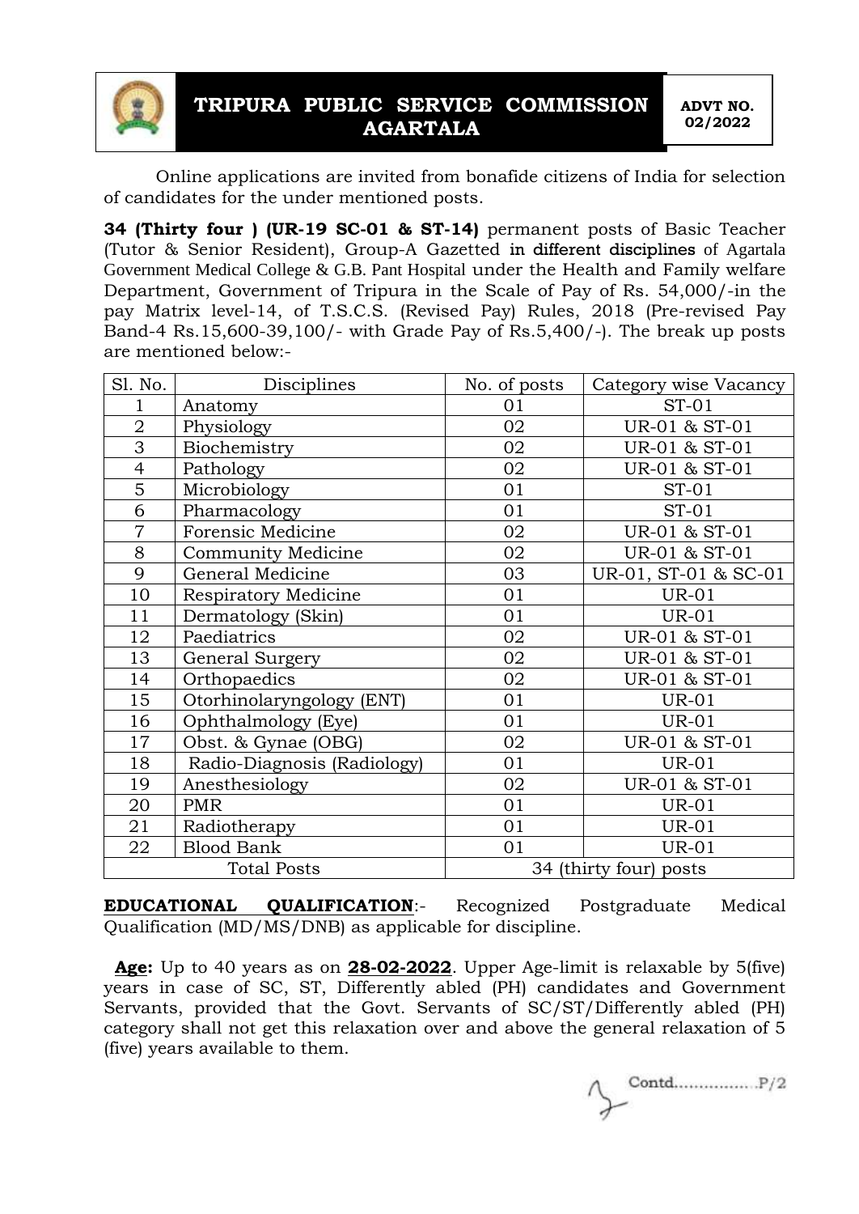# TRIPURA PUBLIC SERVICE COMMISSION AGARTALA

**ADVT NO. 02/2022**

Online applications are invited from bonafide citizens of India for selection of candidates for the under mentioned posts.

**34 (Thirty four ) (UR-19 SC-01 & ST-14)** permanent posts of Basic Teacher (Tutor & Senior Resident), Group-A Gazetted in different disciplines of Agartala Government Medical College & G.B. Pant Hospital under the Health and Family welfare Department, Government of Tripura in the Scale of Pay of Rs. 54,000/-in the pay Matrix level-14, of T.S.C.S. (Revised Pay) Rules, 2018 (Pre-revised Pay Band-4 Rs.15,600-39,100/- with Grade Pay of Rs.5,400/-). The break up posts are mentioned below:-

| Sl. No. | Disciplines | No. of posts | Category wise Vacancy |
|---|---|---|---|
| 1 | Anatomy | 01 | ST-01 |
| 2 | Physiology | 02 | UR-01 & ST-01 |
| 3 | Biochemistry | 02 | UR-01 & ST-01 |
| 4 | Pathology | 02 | UR-01 & ST-01 |
| 5 | Microbiology | 01 | ST-01 |
| 6 | Pharmacology | 01 | ST-01 |
| 7 | Forensic Medicine | 02 | UR-01 & ST-01 |
| 8 | Community Medicine | 02 | UR-01 & ST-01 |
| 9 | General Medicine | 03 | UR-01, ST-01 & SC-01 |
| 10 | Respiratory Medicine | 01 | UR-01 |
| 11 | Dermatology (Skin) | 01 | UR-01 |
| 12 | Paediatrics | 02 | UR-01 & ST-01 |
| 13 | General Surgery | 02 | UR-01 & ST-01 |
| 14 | Orthopaedics | 02 | UR-01 & ST-01 |
| 15 | Otorhinolaryngology (ENT) | 01 | UR-01 |
| 16 | Ophthalmology (Eye) | 01 | UR-01 |
| 17 | Obst. & Gynae (OBG) | 02 | UR-01 & ST-01 |
| 18 | Radio-Diagnosis (Radiology) | 01 | UR-01 |
| 19 | Anesthesiology | 02 | UR-01 & ST-01 |
| 20 | PMR | 01 | UR-01 |
| 21 | Radiotherapy | 01 | UR-01 |
| 22 | Blood Bank | 01 | UR-01 |
| Total Posts | | 34 (thirty four) posts | |

**EDUCATIONAL QUALIFICATION**:- Recognized Postgraduate Medical Qualification (MD/MS/DNB) as applicable for discipline.

**Age:** Up to 40 years as on **28-02-2022**. Upper Age-limit is relaxable by 5(five) years in case of SC, ST, Differently abled (PH) candidates and Government Servants, provided that the Govt. Servants of SC/ST/Differently abled (PH) category shall not get this relaxation over and above the general relaxation of 5 (five) years available to them.

Contd................P/2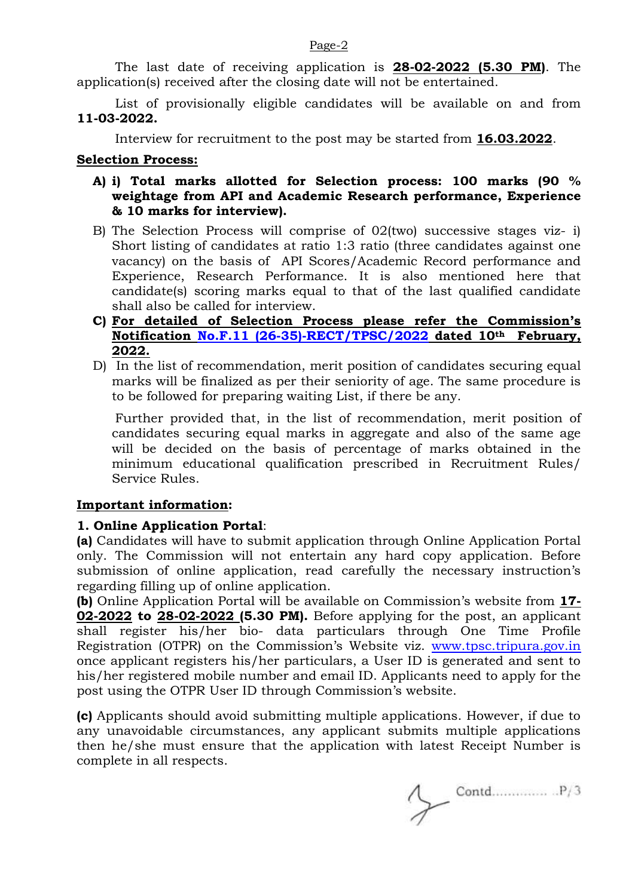The last date of receiving application is **28-02-2022 (5.30 PM)**. The application(s) received after the closing date will not be entertained.

List of provisionally eligible candidates will be available on and from **11-03-2022.**

Interview for recruitment to the post may be started from **16.03.2022**.

**Selection Process:**

**A) i) Total marks allotted for Selection process: 100 marks (90 % weightage from API and Academic Research performance, Experience & 10 marks for interview).**

B) The Selection Process will comprise of 02(two) successive stages viz- i) Short listing of candidates at ratio 1:3 ratio (three candidates against one vacancy) on the basis of API Scores/Academic Record performance and Experience, Research Performance. It is also mentioned here that candidate(s) scoring marks equal to that of the last qualified candidate shall also be called for interview.

**C) For detailed of Selection Process please refer the Commission's Notification No.F.11 (26-35)-RECT/TPSC/2022 dated 10th February, 2022.**

D) In the list of recommendation, merit position of candidates securing equal marks will be finalized as per their seniority of age. The same procedure is to be followed for preparing waiting List, if there be any.

Further provided that, in the list of recommendation, merit position of candidates securing equal marks in aggregate and also of the same age will be decided on the basis of percentage of marks obtained in the minimum educational qualification prescribed in Recruitment Rules/ Service Rules.

**Important information:**

**1. Online Application Portal**:

**(a)** Candidates will have to submit application through Online Application Portal only. The Commission will not entertain any hard copy application. Before submission of online application, read carefully the necessary instruction's regarding filling up of online application.

**(b)** Online Application Portal will be available on Commission's website from **17-02-2022 to 28-02-2022 (5.30 PM).** Before applying for the post, an applicant shall register his/her bio- data particulars through One Time Profile Registration (OTPR) on the Commission's Website viz. www.tpsc.tripura.gov.in once applicant registers his/her particulars, a User ID is generated and sent to his/her registered mobile number and email ID. Applicants need to apply for the post using the OTPR User ID through Commission's website.

**(c)** Applicants should avoid submitting multiple applications. However, if due to any unavoidable circumstances, any applicant submits multiple applications then he/she must ensure that the application with latest Receipt Number is complete in all respects.

Contd............. ..P/3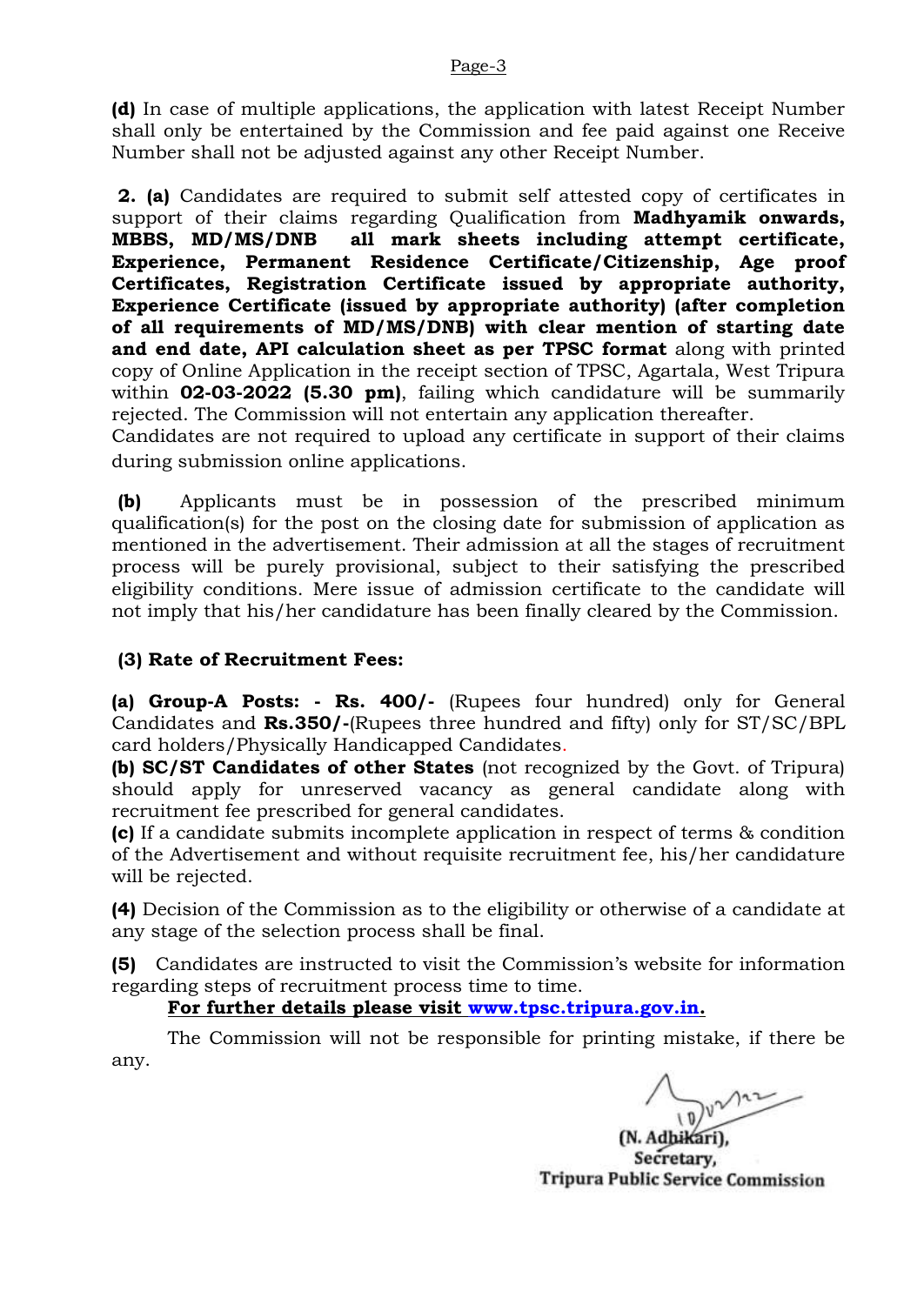**(d)** In case of multiple applications, the application with latest Receipt Number shall only be entertained by the Commission and fee paid against one Receive Number shall not be adjusted against any other Receipt Number.

**2. (a)** Candidates are required to submit self attested copy of certificates in support of their claims regarding Qualification from **Madhyamik onwards, MBBS, MD/MS/DNB all mark sheets including attempt certificate, Experience, Permanent Residence Certificate/Citizenship, Age proof Certificates, Registration Certificate issued by appropriate authority, Experience Certificate (issued by appropriate authority) (after completion of all requirements of MD/MS/DNB) with clear mention of starting date and end date, API calculation sheet as per TPSC format** along with printed copy of Online Application in the receipt section of TPSC, Agartala, West Tripura within **02-03-2022 (5.30 pm)**, failing which candidature will be summarily rejected. The Commission will not entertain any application thereafter.
Candidates are not required to upload any certificate in support of their claims during submission online applications.

**(b)** Applicants must be in possession of the prescribed minimum qualification(s) for the post on the closing date for submission of application as mentioned in the advertisement. Their admission at all the stages of recruitment process will be purely provisional, subject to their satisfying the prescribed eligibility conditions. Mere issue of admission certificate to the candidate will not imply that his/her candidature has been finally cleared by the Commission.

**(3) Rate of Recruitment Fees:**

**(a) Group-A Posts: - Rs. 400/-** (Rupees four hundred) only for General Candidates and **Rs.350/-**(Rupees three hundred and fifty) only for ST/SC/BPL card holders/Physically Handicapped Candidates.
**(b) SC/ST Candidates of other States** (not recognized by the Govt. of Tripura) should apply for unreserved vacancy as general candidate along with recruitment fee prescribed for general candidates.
**(c)** If a candidate submits incomplete application in respect of terms & condition of the Advertisement and without requisite recruitment fee, his/her candidature will be rejected.

**(4)** Decision of the Commission as to the eligibility or otherwise of a candidate at any stage of the selection process shall be final.

**(5)** Candidates are instructed to visit the Commission's website for information regarding steps of recruitment process time to time.

**For further details please visit www.tpsc.tripura.gov.in.**

The Commission will not be responsible for printing mistake, if there be any.

(N. Adhikari),
Secretary,
Tripura Public Service Commission